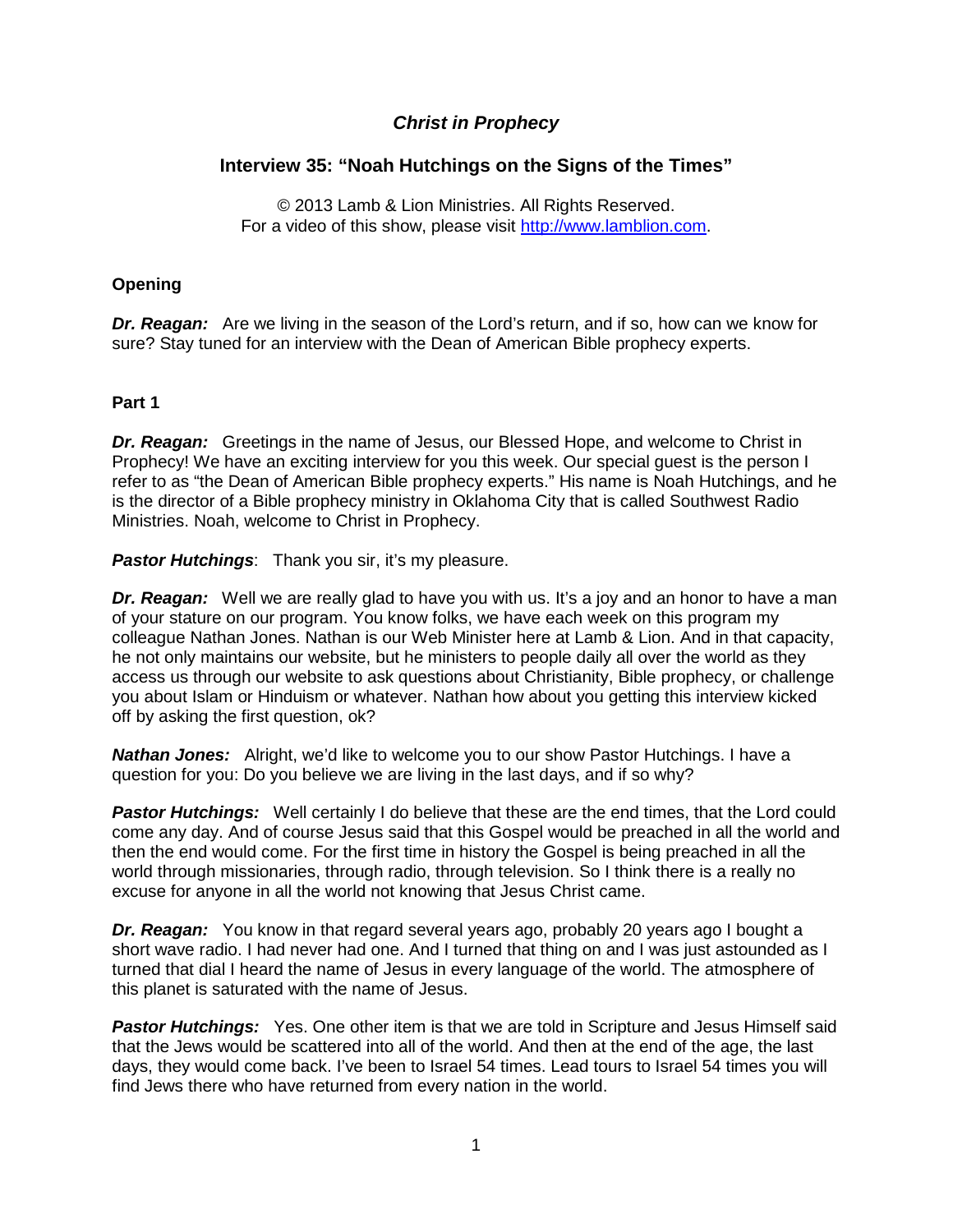# *Christ in Prophecy*

## Interview 35: "Noah Hutchings on the Signs of the Times"

© 2013 Lamb & Lion Ministries. All Rights Reserved.
For a video of this show, please visit http://www.lamblion.com.

### Opening

***Dr. Reagan:*** Are we living in the season of the Lord's return, and if so, how can we know for sure? Stay tuned for an interview with the Dean of American Bible prophecy experts.

### Part 1

***Dr. Reagan:*** Greetings in the name of Jesus, our Blessed Hope, and welcome to Christ in Prophecy! We have an exciting interview for you this week. Our special guest is the person I refer to as "the Dean of American Bible prophecy experts." His name is Noah Hutchings, and he is the director of a Bible prophecy ministry in Oklahoma City that is called Southwest Radio Ministries. Noah, welcome to Christ in Prophecy.

***Pastor Hutchings***: Thank you sir, it's my pleasure.

***Dr. Reagan:*** Well we are really glad to have you with us. It's a joy and an honor to have a man of your stature on our program. You know folks, we have each week on this program my colleague Nathan Jones. Nathan is our Web Minister here at Lamb & Lion. And in that capacity, he not only maintains our website, but he ministers to people daily all over the world as they access us through our website to ask questions about Christianity, Bible prophecy, or challenge you about Islam or Hinduism or whatever. Nathan how about you getting this interview kicked off by asking the first question, ok?

***Nathan Jones:*** Alright, we'd like to welcome you to our show Pastor Hutchings. I have a question for you: Do you believe we are living in the last days, and if so why?

***Pastor Hutchings:*** Well certainly I do believe that these are the end times, that the Lord could come any day. And of course Jesus said that this Gospel would be preached in all the world and then the end would come. For the first time in history the Gospel is being preached in all the world through missionaries, through radio, through television. So I think there is a really no excuse for anyone in all the world not knowing that Jesus Christ came.

***Dr. Reagan:*** You know in that regard several years ago, probably 20 years ago I bought a short wave radio. I had never had one. And I turned that thing on and I was just astounded as I turned that dial I heard the name of Jesus in every language of the world. The atmosphere of this planet is saturated with the name of Jesus.

***Pastor Hutchings:*** Yes. One other item is that we are told in Scripture and Jesus Himself said that the Jews would be scattered into all of the world. And then at the end of the age, the last days, they would come back. I've been to Israel 54 times. Lead tours to Israel 54 times you will find Jews there who have returned from every nation in the world.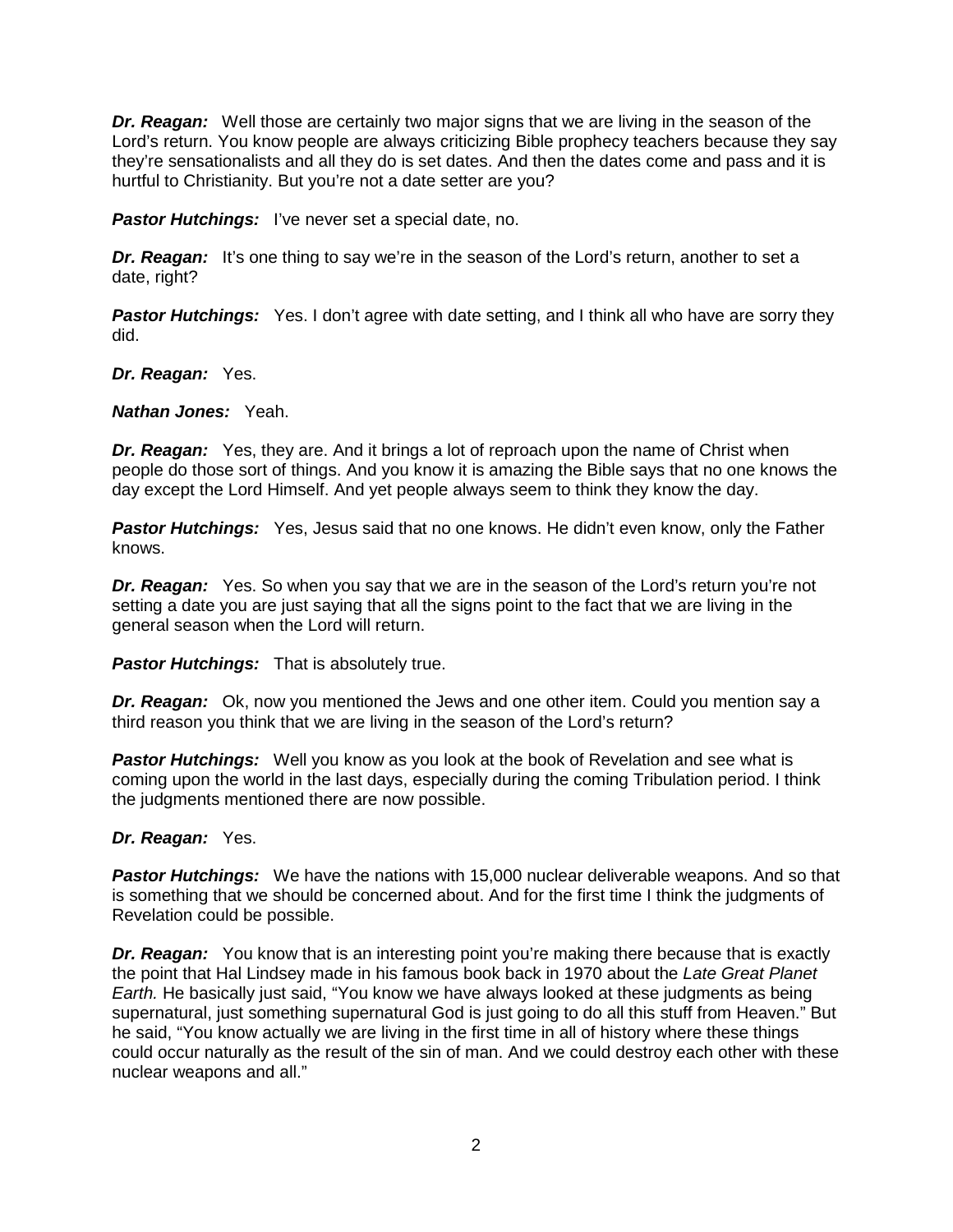***Dr. Reagan:*** Well those are certainly two major signs that we are living in the season of the Lord's return. You know people are always criticizing Bible prophecy teachers because they say they're sensationalists and all they do is set dates. And then the dates come and pass and it is hurtful to Christianity. But you're not a date setter are you?

***Pastor Hutchings:*** I've never set a special date, no.

***Dr. Reagan:*** It's one thing to say we're in the season of the Lord's return, another to set a date, right?

***Pastor Hutchings:*** Yes. I don't agree with date setting, and I think all who have are sorry they did.

***Dr. Reagan:*** Yes.

***Nathan Jones:*** Yeah.

***Dr. Reagan:*** Yes, they are. And it brings a lot of reproach upon the name of Christ when people do those sort of things. And you know it is amazing the Bible says that no one knows the day except the Lord Himself. And yet people always seem to think they know the day.

***Pastor Hutchings:*** Yes, Jesus said that no one knows. He didn't even know, only the Father knows.

***Dr. Reagan:*** Yes. So when you say that we are in the season of the Lord's return you're not setting a date you are just saying that all the signs point to the fact that we are living in the general season when the Lord will return.

***Pastor Hutchings:*** That is absolutely true.

***Dr. Reagan:*** Ok, now you mentioned the Jews and one other item. Could you mention say a third reason you think that we are living in the season of the Lord's return?

***Pastor Hutchings:*** Well you know as you look at the book of Revelation and see what is coming upon the world in the last days, especially during the coming Tribulation period. I think the judgments mentioned there are now possible.

***Dr. Reagan:*** Yes.

***Pastor Hutchings:*** We have the nations with 15,000 nuclear deliverable weapons. And so that is something that we should be concerned about. And for the first time I think the judgments of Revelation could be possible.

***Dr. Reagan:*** You know that is an interesting point you're making there because that is exactly the point that Hal Lindsey made in his famous book back in 1970 about the *Late Great Planet Earth.* He basically just said, "You know we have always looked at these judgments as being supernatural, just something supernatural God is just going to do all this stuff from Heaven." But he said, "You know actually we are living in the first time in all of history where these things could occur naturally as the result of the sin of man. And we could destroy each other with these nuclear weapons and all."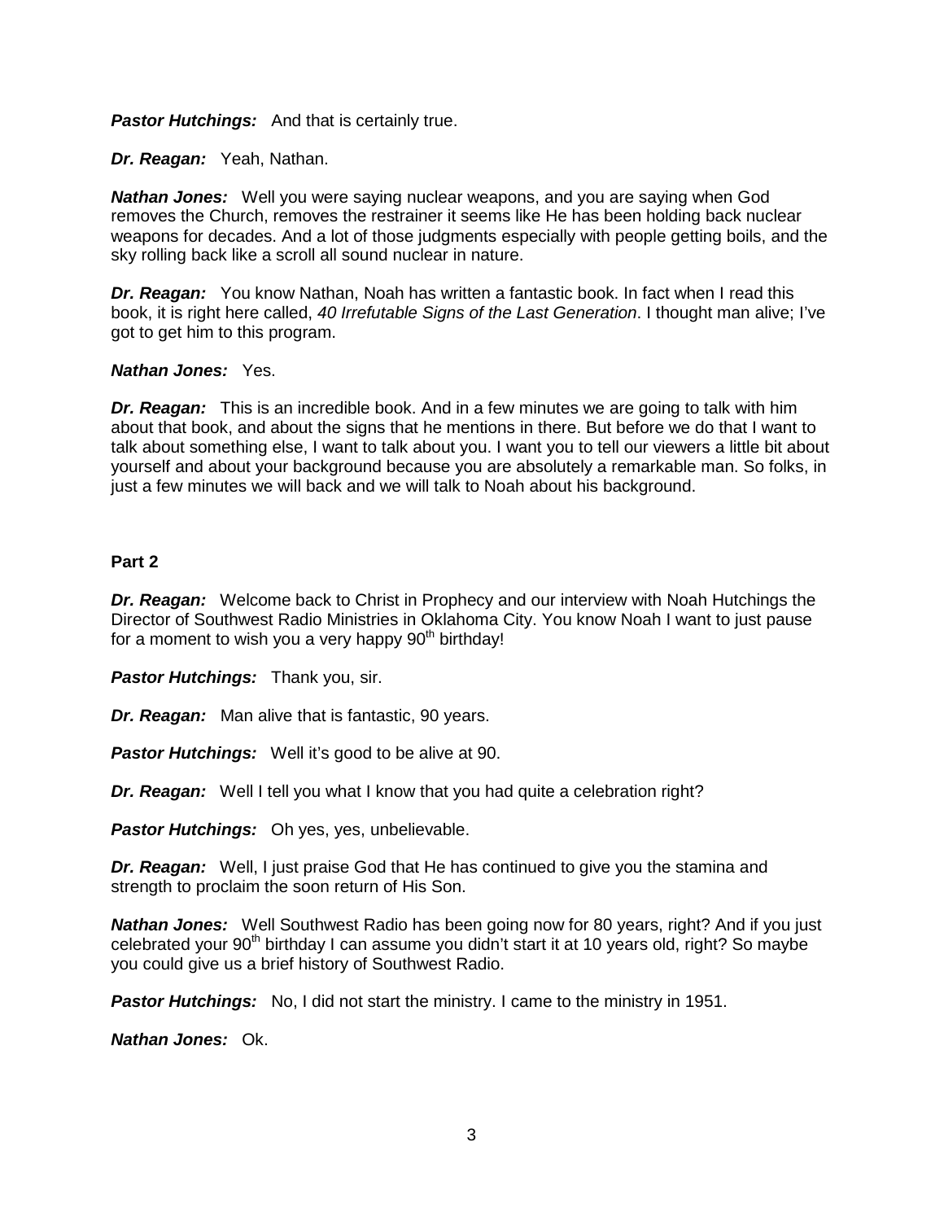***Pastor Hutchings:*** And that is certainly true.

***Dr. Reagan:*** Yeah, Nathan.

***Nathan Jones:*** Well you were saying nuclear weapons, and you are saying when God removes the Church, removes the restrainer it seems like He has been holding back nuclear weapons for decades. And a lot of those judgments especially with people getting boils, and the sky rolling back like a scroll all sound nuclear in nature.

***Dr. Reagan:*** You know Nathan, Noah has written a fantastic book. In fact when I read this book, it is right here called, *40 Irrefutable Signs of the Last Generation*. I thought man alive; I've got to get him to this program.

***Nathan Jones:*** Yes.

***Dr. Reagan:*** This is an incredible book. And in a few minutes we are going to talk with him about that book, and about the signs that he mentions in there. But before we do that I want to talk about something else, I want to talk about you. I want you to tell our viewers a little bit about yourself and about your background because you are absolutely a remarkable man. So folks, in just a few minutes we will back and we will talk to Noah about his background.

**Part 2**

***Dr. Reagan:*** Welcome back to Christ in Prophecy and our interview with Noah Hutchings the Director of Southwest Radio Ministries in Oklahoma City. You know Noah I want to just pause for a moment to wish you a very happy 90th birthday!

***Pastor Hutchings:*** Thank you, sir.

***Dr. Reagan:*** Man alive that is fantastic, 90 years.

***Pastor Hutchings:*** Well it's good to be alive at 90.

***Dr. Reagan:*** Well I tell you what I know that you had quite a celebration right?

***Pastor Hutchings:*** Oh yes, yes, unbelievable.

***Dr. Reagan:*** Well, I just praise God that He has continued to give you the stamina and strength to proclaim the soon return of His Son.

***Nathan Jones:*** Well Southwest Radio has been going now for 80 years, right? And if you just celebrated your 90th birthday I can assume you didn't start it at 10 years old, right? So maybe you could give us a brief history of Southwest Radio.

***Pastor Hutchings:*** No, I did not start the ministry. I came to the ministry in 1951.

***Nathan Jones:*** Ok.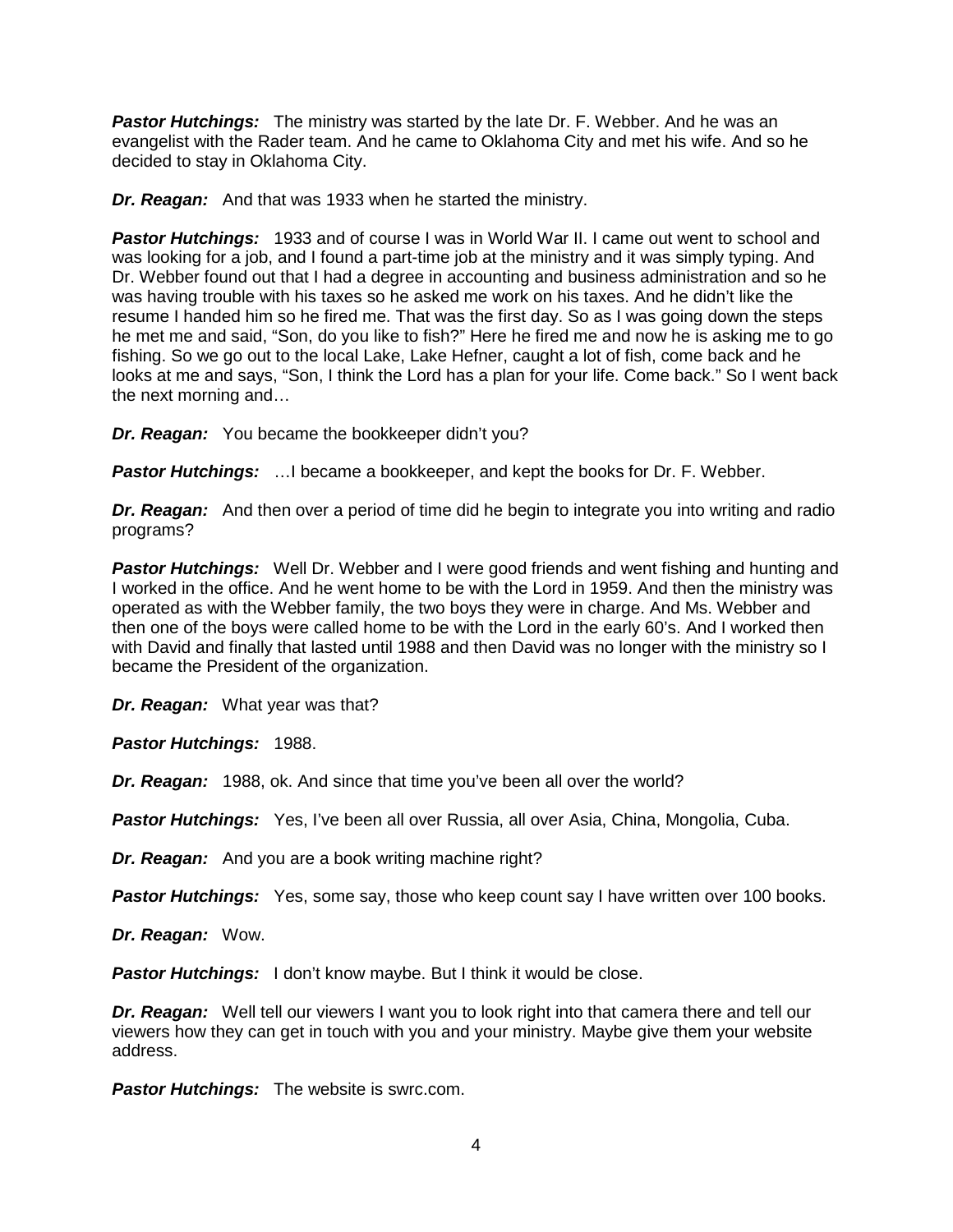***Pastor Hutchings:*** The ministry was started by the late Dr. F. Webber. And he was an evangelist with the Rader team. And he came to Oklahoma City and met his wife. And so he decided to stay in Oklahoma City.

***Dr. Reagan:*** And that was 1933 when he started the ministry.

***Pastor Hutchings:*** 1933 and of course I was in World War II. I came out went to school and was looking for a job, and I found a part-time job at the ministry and it was simply typing. And Dr. Webber found out that I had a degree in accounting and business administration and so he was having trouble with his taxes so he asked me work on his taxes. And he didn't like the resume I handed him so he fired me. That was the first day. So as I was going down the steps he met me and said, "Son, do you like to fish?" Here he fired me and now he is asking me to go fishing. So we go out to the local Lake, Lake Hefner, caught a lot of fish, come back and he looks at me and says, "Son, I think the Lord has a plan for your life. Come back." So I went back the next morning and…

***Dr. Reagan:*** You became the bookkeeper didn't you?

***Pastor Hutchings:*** …I became a bookkeeper, and kept the books for Dr. F. Webber.

***Dr. Reagan:*** And then over a period of time did he begin to integrate you into writing and radio programs?

***Pastor Hutchings:*** Well Dr. Webber and I were good friends and went fishing and hunting and I worked in the office. And he went home to be with the Lord in 1959. And then the ministry was operated as with the Webber family, the two boys they were in charge. And Ms. Webber and then one of the boys were called home to be with the Lord in the early 60's. And I worked then with David and finally that lasted until 1988 and then David was no longer with the ministry so I became the President of the organization.

***Dr. Reagan:*** What year was that?

***Pastor Hutchings:*** 1988.

***Dr. Reagan:*** 1988, ok. And since that time you've been all over the world?

***Pastor Hutchings:*** Yes, I've been all over Russia, all over Asia, China, Mongolia, Cuba.

***Dr. Reagan:*** And you are a book writing machine right?

***Pastor Hutchings:*** Yes, some say, those who keep count say I have written over 100 books.

***Dr. Reagan:*** Wow.

***Pastor Hutchings:*** I don't know maybe. But I think it would be close.

***Dr. Reagan:*** Well tell our viewers I want you to look right into that camera there and tell our viewers how they can get in touch with you and your ministry. Maybe give them your website address.

***Pastor Hutchings:*** The website is swrc.com.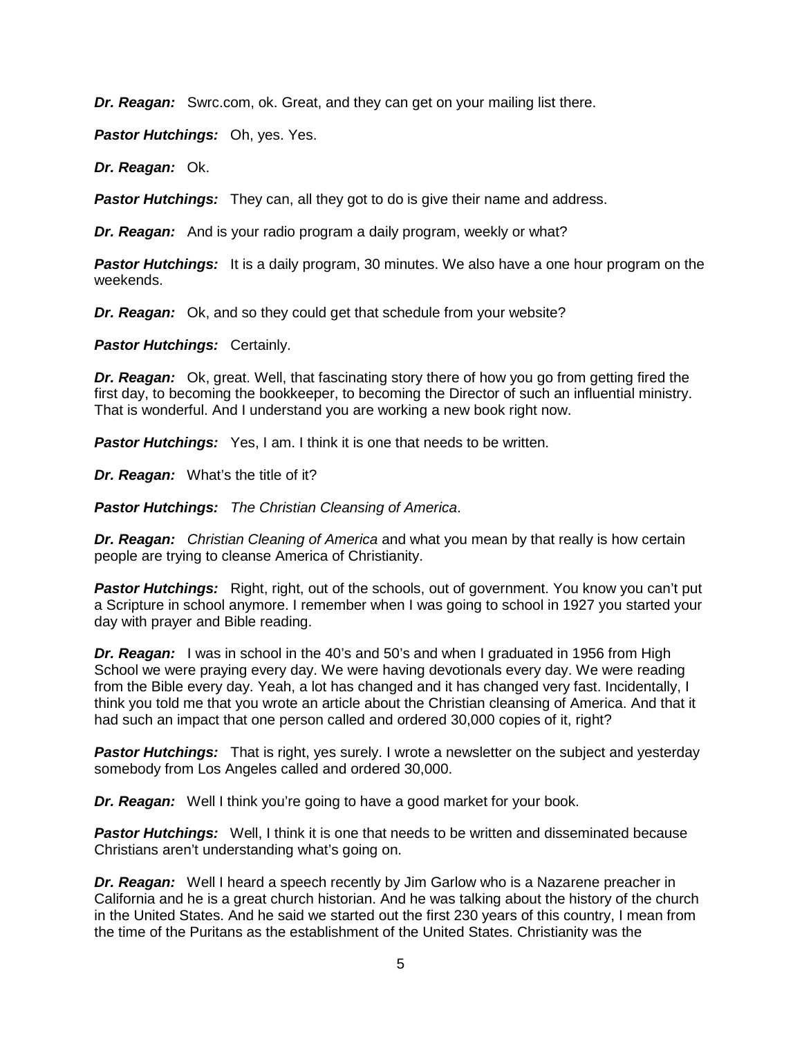***Dr. Reagan:*** Swrc.com, ok. Great, and they can get on your mailing list there.

***Pastor Hutchings:*** Oh, yes. Yes.

***Dr. Reagan:*** Ok.

***Pastor Hutchings:*** They can, all they got to do is give their name and address.

***Dr. Reagan:*** And is your radio program a daily program, weekly or what?

***Pastor Hutchings:*** It is a daily program, 30 minutes. We also have a one hour program on the weekends.

***Dr. Reagan:*** Ok, and so they could get that schedule from your website?

***Pastor Hutchings:*** Certainly.

***Dr. Reagan:*** Ok, great. Well, that fascinating story there of how you go from getting fired the first day, to becoming the bookkeeper, to becoming the Director of such an influential ministry. That is wonderful. And I understand you are working a new book right now.

***Pastor Hutchings:*** Yes, I am. I think it is one that needs to be written.

***Dr. Reagan:*** What's the title of it?

***Pastor Hutchings:*** *The Christian Cleansing of America*.

***Dr. Reagan:*** *Christian Cleaning of America* and what you mean by that really is how certain people are trying to cleanse America of Christianity.

***Pastor Hutchings:*** Right, right, out of the schools, out of government. You know you can't put a Scripture in school anymore. I remember when I was going to school in 1927 you started your day with prayer and Bible reading.

***Dr. Reagan:*** I was in school in the 40's and 50's and when I graduated in 1956 from High School we were praying every day. We were having devotionals every day. We were reading from the Bible every day. Yeah, a lot has changed and it has changed very fast. Incidentally, I think you told me that you wrote an article about the Christian cleansing of America. And that it had such an impact that one person called and ordered 30,000 copies of it, right?

***Pastor Hutchings:*** That is right, yes surely. I wrote a newsletter on the subject and yesterday somebody from Los Angeles called and ordered 30,000.

***Dr. Reagan:*** Well I think you're going to have a good market for your book.

***Pastor Hutchings:*** Well, I think it is one that needs to be written and disseminated because Christians aren't understanding what's going on.

***Dr. Reagan:*** Well I heard a speech recently by Jim Garlow who is a Nazarene preacher in California and he is a great church historian. And he was talking about the history of the church in the United States. And he said we started out the first 230 years of this country, I mean from the time of the Puritans as the establishment of the United States. Christianity was the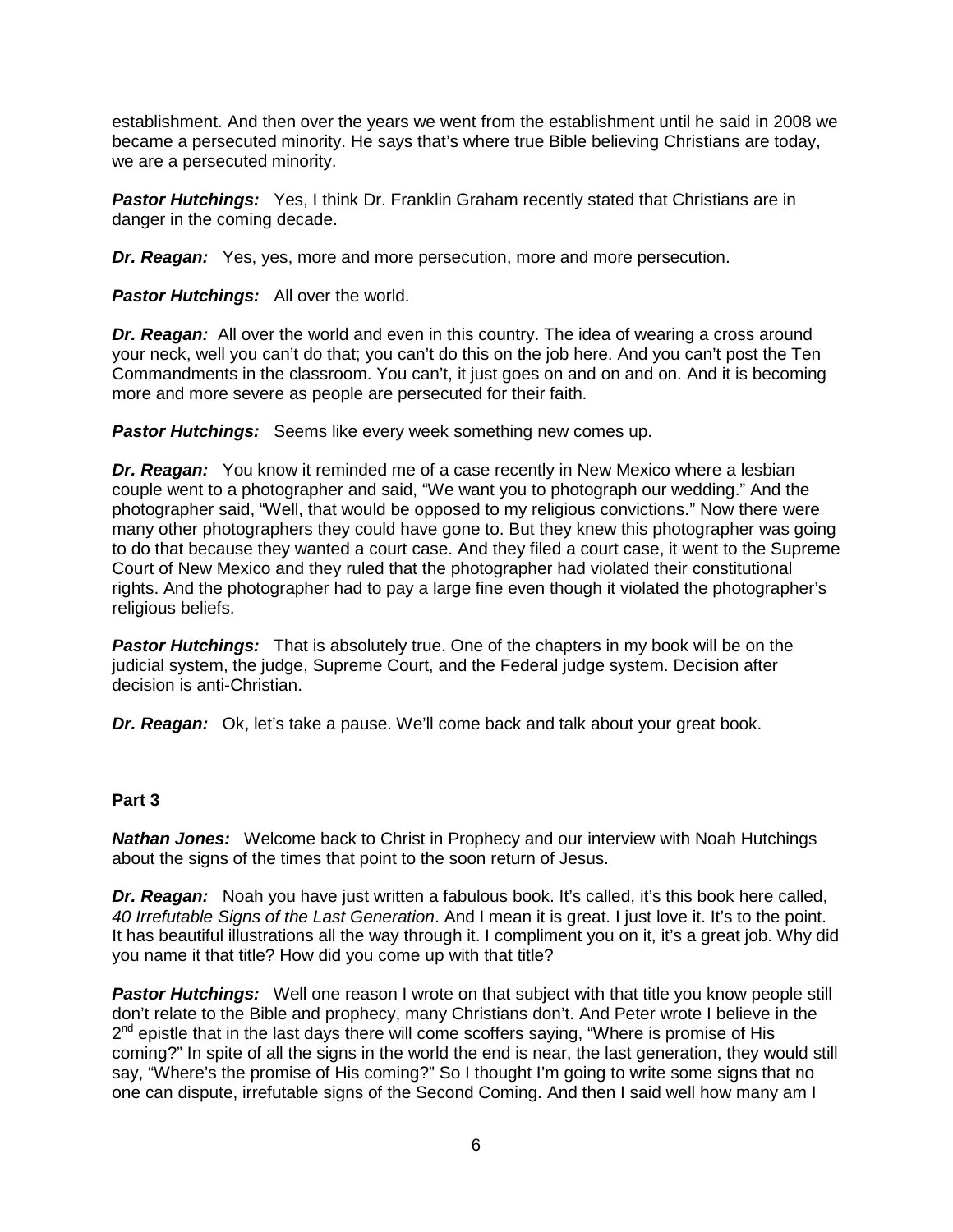establishment. And then over the years we went from the establishment until he said in 2008 we became a persecuted minority. He says that's where true Bible believing Christians are today, we are a persecuted minority.

***Pastor Hutchings:*** Yes, I think Dr. Franklin Graham recently stated that Christians are in danger in the coming decade.

***Dr. Reagan:*** Yes, yes, more and more persecution, more and more persecution.

***Pastor Hutchings:*** All over the world.

***Dr. Reagan:*** All over the world and even in this country. The idea of wearing a cross around your neck, well you can't do that; you can't do this on the job here. And you can't post the Ten Commandments in the classroom. You can't, it just goes on and on and on. And it is becoming more and more severe as people are persecuted for their faith.

***Pastor Hutchings:*** Seems like every week something new comes up.

***Dr. Reagan:*** You know it reminded me of a case recently in New Mexico where a lesbian couple went to a photographer and said, "We want you to photograph our wedding." And the photographer said, "Well, that would be opposed to my religious convictions." Now there were many other photographers they could have gone to. But they knew this photographer was going to do that because they wanted a court case. And they filed a court case, it went to the Supreme Court of New Mexico and they ruled that the photographer had violated their constitutional rights. And the photographer had to pay a large fine even though it violated the photographer's religious beliefs.

***Pastor Hutchings:*** That is absolutely true. One of the chapters in my book will be on the judicial system, the judge, Supreme Court, and the Federal judge system. Decision after decision is anti-Christian.

***Dr. Reagan:*** Ok, let's take a pause. We'll come back and talk about your great book.

**Part 3**

***Nathan Jones:*** Welcome back to Christ in Prophecy and our interview with Noah Hutchings about the signs of the times that point to the soon return of Jesus.

***Dr. Reagan:*** Noah you have just written a fabulous book. It's called, it's this book here called, *40 Irrefutable Signs of the Last Generation*. And I mean it is great. I just love it. It's to the point. It has beautiful illustrations all the way through it. I compliment you on it, it's a great job. Why did you name it that title? How did you come up with that title?

***Pastor Hutchings:*** Well one reason I wrote on that subject with that title you know people still don't relate to the Bible and prophecy, many Christians don't. And Peter wrote I believe in the 2nd epistle that in the last days there will come scoffers saying, "Where is promise of His coming?" In spite of all the signs in the world the end is near, the last generation, they would still say, "Where's the promise of His coming?" So I thought I'm going to write some signs that no one can dispute, irrefutable signs of the Second Coming. And then I said well how many am I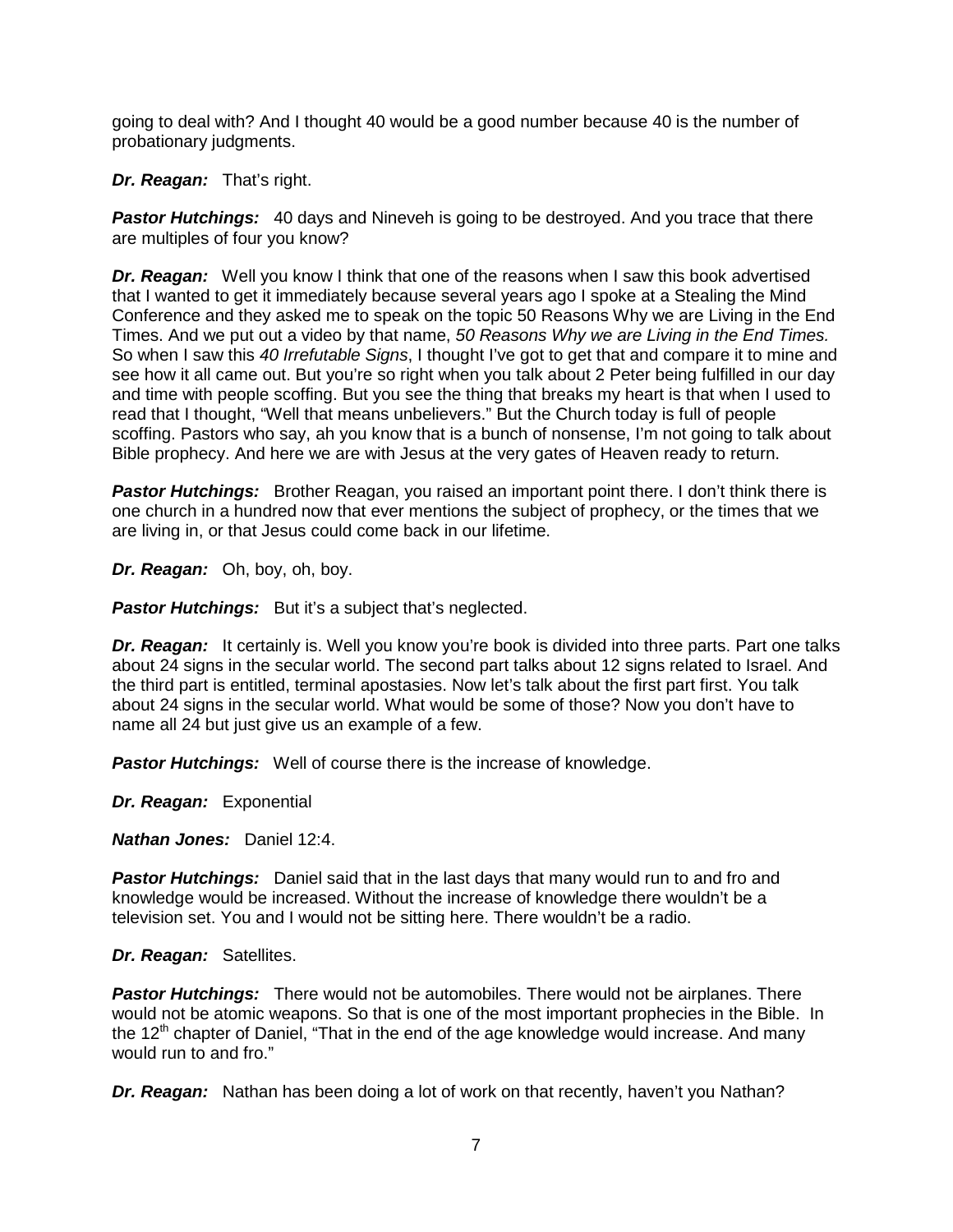going to deal with? And I thought 40 would be a good number because 40 is the number of probationary judgments.

***Dr. Reagan:*** That's right.

***Pastor Hutchings:*** 40 days and Nineveh is going to be destroyed. And you trace that there are multiples of four you know?

***Dr. Reagan:*** Well you know I think that one of the reasons when I saw this book advertised that I wanted to get it immediately because several years ago I spoke at a Stealing the Mind Conference and they asked me to speak on the topic 50 Reasons Why we are Living in the End Times. And we put out a video by that name, *50 Reasons Why we are Living in the End Times.* So when I saw this *40 Irrefutable Signs*, I thought I've got to get that and compare it to mine and see how it all came out. But you're so right when you talk about 2 Peter being fulfilled in our day and time with people scoffing. But you see the thing that breaks my heart is that when I used to read that I thought, "Well that means unbelievers." But the Church today is full of people scoffing. Pastors who say, ah you know that is a bunch of nonsense, I'm not going to talk about Bible prophecy. And here we are with Jesus at the very gates of Heaven ready to return.

***Pastor Hutchings:*** Brother Reagan, you raised an important point there. I don't think there is one church in a hundred now that ever mentions the subject of prophecy, or the times that we are living in, or that Jesus could come back in our lifetime.

***Dr. Reagan:*** Oh, boy, oh, boy.

***Pastor Hutchings:*** But it's a subject that's neglected.

***Dr. Reagan:*** It certainly is. Well you know you're book is divided into three parts. Part one talks about 24 signs in the secular world. The second part talks about 12 signs related to Israel. And the third part is entitled, terminal apostasies. Now let's talk about the first part first. You talk about 24 signs in the secular world. What would be some of those? Now you don't have to name all 24 but just give us an example of a few.

***Pastor Hutchings:*** Well of course there is the increase of knowledge.

***Dr. Reagan:*** Exponential

***Nathan Jones:*** Daniel 12:4.

***Pastor Hutchings:*** Daniel said that in the last days that many would run to and fro and knowledge would be increased. Without the increase of knowledge there wouldn't be a television set. You and I would not be sitting here. There wouldn't be a radio.

***Dr. Reagan:*** Satellites.

***Pastor Hutchings:*** There would not be automobiles. There would not be airplanes. There would not be atomic weapons. So that is one of the most important prophecies in the Bible. In the 12th chapter of Daniel, "That in the end of the age knowledge would increase. And many would run to and fro."

***Dr. Reagan:*** Nathan has been doing a lot of work on that recently, haven't you Nathan?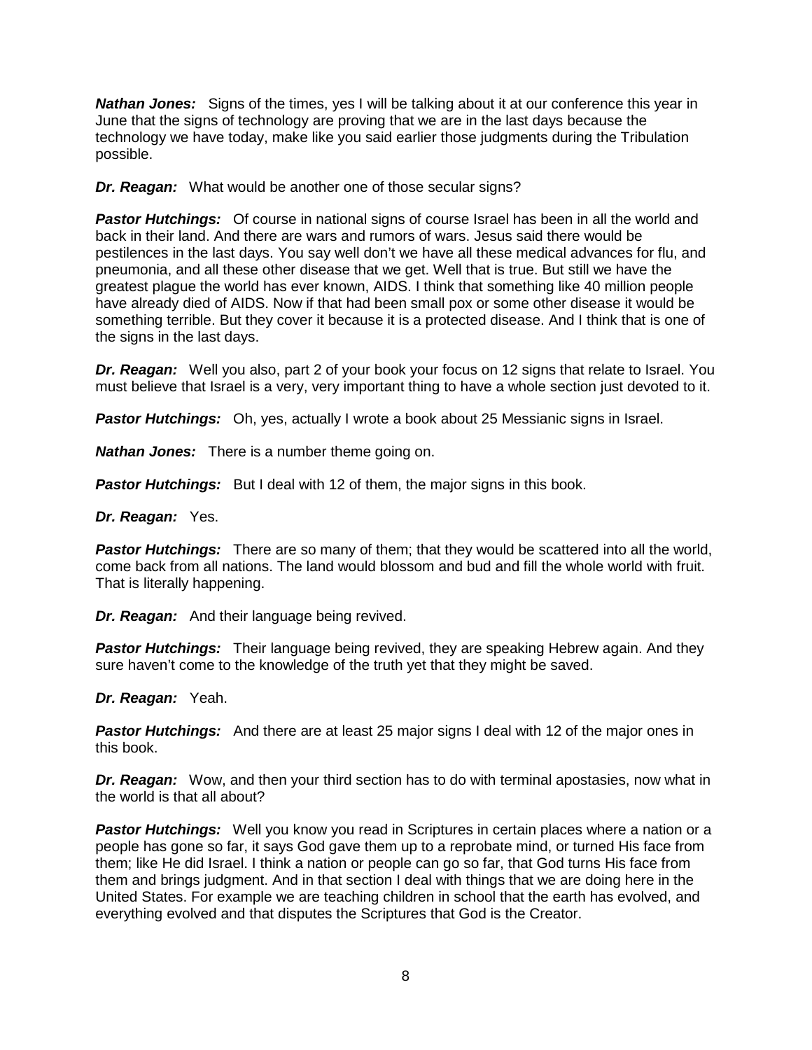***Nathan Jones:*** Signs of the times, yes I will be talking about it at our conference this year in June that the signs of technology are proving that we are in the last days because the technology we have today, make like you said earlier those judgments during the Tribulation possible.

***Dr. Reagan:*** What would be another one of those secular signs?

***Pastor Hutchings:*** Of course in national signs of course Israel has been in all the world and back in their land. And there are wars and rumors of wars. Jesus said there would be pestilences in the last days. You say well don't we have all these medical advances for flu, and pneumonia, and all these other disease that we get. Well that is true. But still we have the greatest plague the world has ever known, AIDS. I think that something like 40 million people have already died of AIDS. Now if that had been small pox or some other disease it would be something terrible. But they cover it because it is a protected disease. And I think that is one of the signs in the last days.

***Dr. Reagan:*** Well you also, part 2 of your book your focus on 12 signs that relate to Israel. You must believe that Israel is a very, very important thing to have a whole section just devoted to it.

***Pastor Hutchings:*** Oh, yes, actually I wrote a book about 25 Messianic signs in Israel.

***Nathan Jones:*** There is a number theme going on.

***Pastor Hutchings:*** But I deal with 12 of them, the major signs in this book.

***Dr. Reagan:*** Yes.

***Pastor Hutchings:*** There are so many of them; that they would be scattered into all the world, come back from all nations. The land would blossom and bud and fill the whole world with fruit. That is literally happening.

***Dr. Reagan:*** And their language being revived.

***Pastor Hutchings:*** Their language being revived, they are speaking Hebrew again. And they sure haven't come to the knowledge of the truth yet that they might be saved.

***Dr. Reagan:*** Yeah.

***Pastor Hutchings:*** And there are at least 25 major signs I deal with 12 of the major ones in this book.

***Dr. Reagan:*** Wow, and then your third section has to do with terminal apostasies, now what in the world is that all about?

***Pastor Hutchings:*** Well you know you read in Scriptures in certain places where a nation or a people has gone so far, it says God gave them up to a reprobate mind, or turned His face from them; like He did Israel. I think a nation or people can go so far, that God turns His face from them and brings judgment. And in that section I deal with things that we are doing here in the United States. For example we are teaching children in school that the earth has evolved, and everything evolved and that disputes the Scriptures that God is the Creator.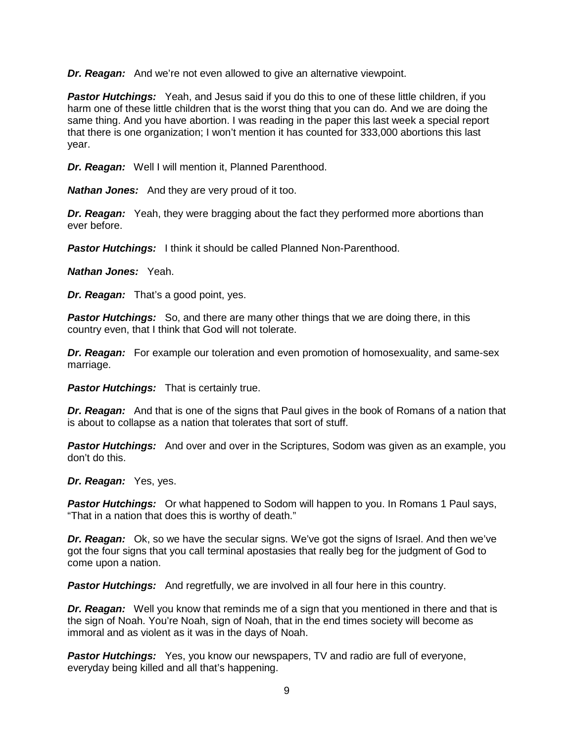***Dr. Reagan:*** And we're not even allowed to give an alternative viewpoint.

***Pastor Hutchings:*** Yeah, and Jesus said if you do this to one of these little children, if you harm one of these little children that is the worst thing that you can do. And we are doing the same thing. And you have abortion. I was reading in the paper this last week a special report that there is one organization; I won't mention it has counted for 333,000 abortions this last year.

***Dr. Reagan:*** Well I will mention it, Planned Parenthood.

***Nathan Jones:*** And they are very proud of it too.

***Dr. Reagan:*** Yeah, they were bragging about the fact they performed more abortions than ever before.

***Pastor Hutchings:*** I think it should be called Planned Non-Parenthood.

***Nathan Jones:*** Yeah.

***Dr. Reagan:*** That's a good point, yes.

***Pastor Hutchings:*** So, and there are many other things that we are doing there, in this country even, that I think that God will not tolerate.

***Dr. Reagan:*** For example our toleration and even promotion of homosexuality, and same-sex marriage.

***Pastor Hutchings:*** That is certainly true.

***Dr. Reagan:*** And that is one of the signs that Paul gives in the book of Romans of a nation that is about to collapse as a nation that tolerates that sort of stuff.

***Pastor Hutchings:*** And over and over in the Scriptures, Sodom was given as an example, you don't do this.

***Dr. Reagan:*** Yes, yes.

***Pastor Hutchings:*** Or what happened to Sodom will happen to you. In Romans 1 Paul says, "That in a nation that does this is worthy of death."

***Dr. Reagan:*** Ok, so we have the secular signs. We've got the signs of Israel. And then we've got the four signs that you call terminal apostasies that really beg for the judgment of God to come upon a nation.

***Pastor Hutchings:*** And regretfully, we are involved in all four here in this country.

***Dr. Reagan:*** Well you know that reminds me of a sign that you mentioned in there and that is the sign of Noah. You're Noah, sign of Noah, that in the end times society will become as immoral and as violent as it was in the days of Noah.

***Pastor Hutchings:*** Yes, you know our newspapers, TV and radio are full of everyone, everyday being killed and all that's happening.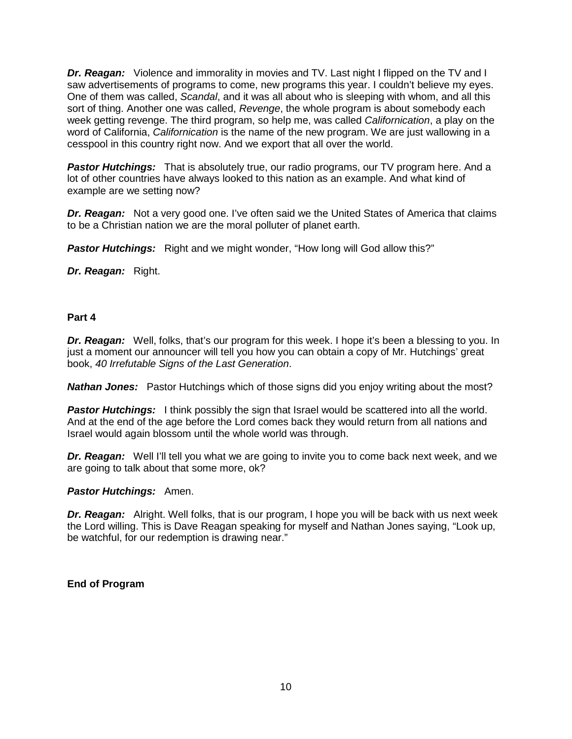***Dr. Reagan:*** Violence and immorality in movies and TV. Last night I flipped on the TV and I saw advertisements of programs to come, new programs this year. I couldn't believe my eyes. One of them was called, *Scandal*, and it was all about who is sleeping with whom, and all this sort of thing. Another one was called, *Revenge*, the whole program is about somebody each week getting revenge. The third program, so help me, was called *Californication*, a play on the word of California, *Californication* is the name of the new program. We are just wallowing in a cesspool in this country right now. And we export that all over the world.

***Pastor Hutchings:*** That is absolutely true, our radio programs, our TV program here. And a lot of other countries have always looked to this nation as an example. And what kind of example are we setting now?

***Dr. Reagan:*** Not a very good one. I've often said we the United States of America that claims to be a Christian nation we are the moral polluter of planet earth.

***Pastor Hutchings:*** Right and we might wonder, "How long will God allow this?"

***Dr. Reagan:*** Right.

**Part 4**

***Dr. Reagan:*** Well, folks, that's our program for this week. I hope it's been a blessing to you. In just a moment our announcer will tell you how you can obtain a copy of Mr. Hutchings' great book, *40 Irrefutable Signs of the Last Generation*.

***Nathan Jones:*** Pastor Hutchings which of those signs did you enjoy writing about the most?

***Pastor Hutchings:*** I think possibly the sign that Israel would be scattered into all the world. And at the end of the age before the Lord comes back they would return from all nations and Israel would again blossom until the whole world was through.

***Dr. Reagan:*** Well I'll tell you what we are going to invite you to come back next week, and we are going to talk about that some more, ok?

***Pastor Hutchings:*** Amen.

***Dr. Reagan:*** Alright. Well folks, that is our program, I hope you will be back with us next week the Lord willing. This is Dave Reagan speaking for myself and Nathan Jones saying, "Look up, be watchful, for our redemption is drawing near."

**End of Program**